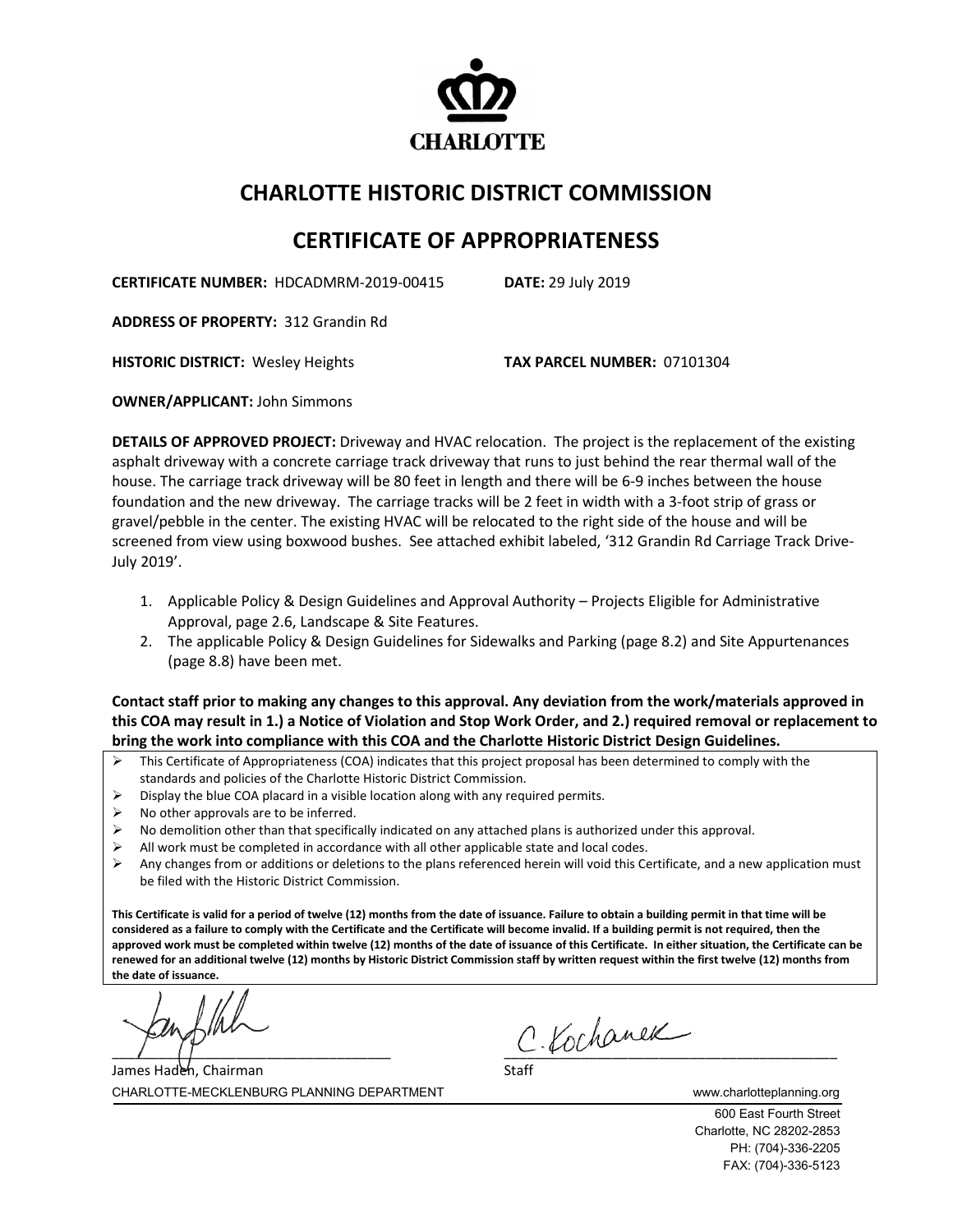CHARLOTTE

# CHARLOTTE HISTORIC DISTRICT COMMISSION

## CERTIFICATE OF APPROPRIATENESS

**CERTIFICATE NUMBER:** HDCADMRM-2019-00415 **DATE:** 29 July 2019

**ADDRESS OF PROPERTY:** 312 Grandin Rd

**HISTORIC DISTRICT:** Wesley Heights **TAX PARCEL NUMBER:** 07101304

**OWNER/APPLICANT:** John Simmons

**DETAILS OF APPROVED PROJECT:** Driveway and HVAC relocation. The project is the replacement of the existing asphalt driveway with a concrete carriage track driveway that runs to just behind the rear thermal wall of the house. The carriage track driveway will be 80 feet in length and there will be 6-9 inches between the house foundation and the new driveway. The carriage tracks will be 2 feet in width with a 3-foot strip of grass or gravel/pebble in the center. The existing HVAC will be relocated to the right side of the house and will be screened from view using boxwood bushes. See attached exhibit labeled, '312 Grandin Rd Carriage Track Drive-July 2019'.

1. Applicable Policy & Design Guidelines and Approval Authority – Projects Eligible for Administrative Approval, page 2.6, Landscape & Site Features.
2. The applicable Policy & Design Guidelines for Sidewalks and Parking (page 8.2) and Site Appurtenances (page 8.8) have been met.

**Contact staff prior to making any changes to this approval. Any deviation from the work/materials approved in this COA may result in 1.) a Notice of Violation and Stop Work Order, and 2.) required removal or replacement to bring the work into compliance with this COA and the Charlotte Historic District Design Guidelines.**

- This Certificate of Appropriateness (COA) indicates that this project proposal has been determined to comply with the standards and policies of the Charlotte Historic District Commission.
- Display the blue COA placard in a visible location along with any required permits.
- No other approvals are to be inferred.
- No demolition other than that specifically indicated on any attached plans is authorized under this approval.
- All work must be completed in accordance with all other applicable state and local codes.
- Any changes from or additions or deletions to the plans referenced herein will void this Certificate, and a new application must be filed with the Historic District Commission.

**This Certificate is valid for a period of twelve (12) months from the date of issuance. Failure to obtain a building permit in that time will be considered as a failure to comply with the Certificate and the Certificate will become invalid. If a building permit is not required, then the approved work must be completed within twelve (12) months of the date of issuance of this Certificate. In either situation, the Certificate can be renewed for an additional twelve (12) months by Historic District Commission staff by written request within the first twelve (12) months from the date of issuance.**

James Haden, Chairman

C. Kochanek
Staff

CHARLOTTE-MECKLENBURG PLANNING DEPARTMENT www.charlotteplanning.org

600 East Fourth Street
Charlotte, NC 28202-2853
PH: (704)-336-2205
FAX: (704)-336-5123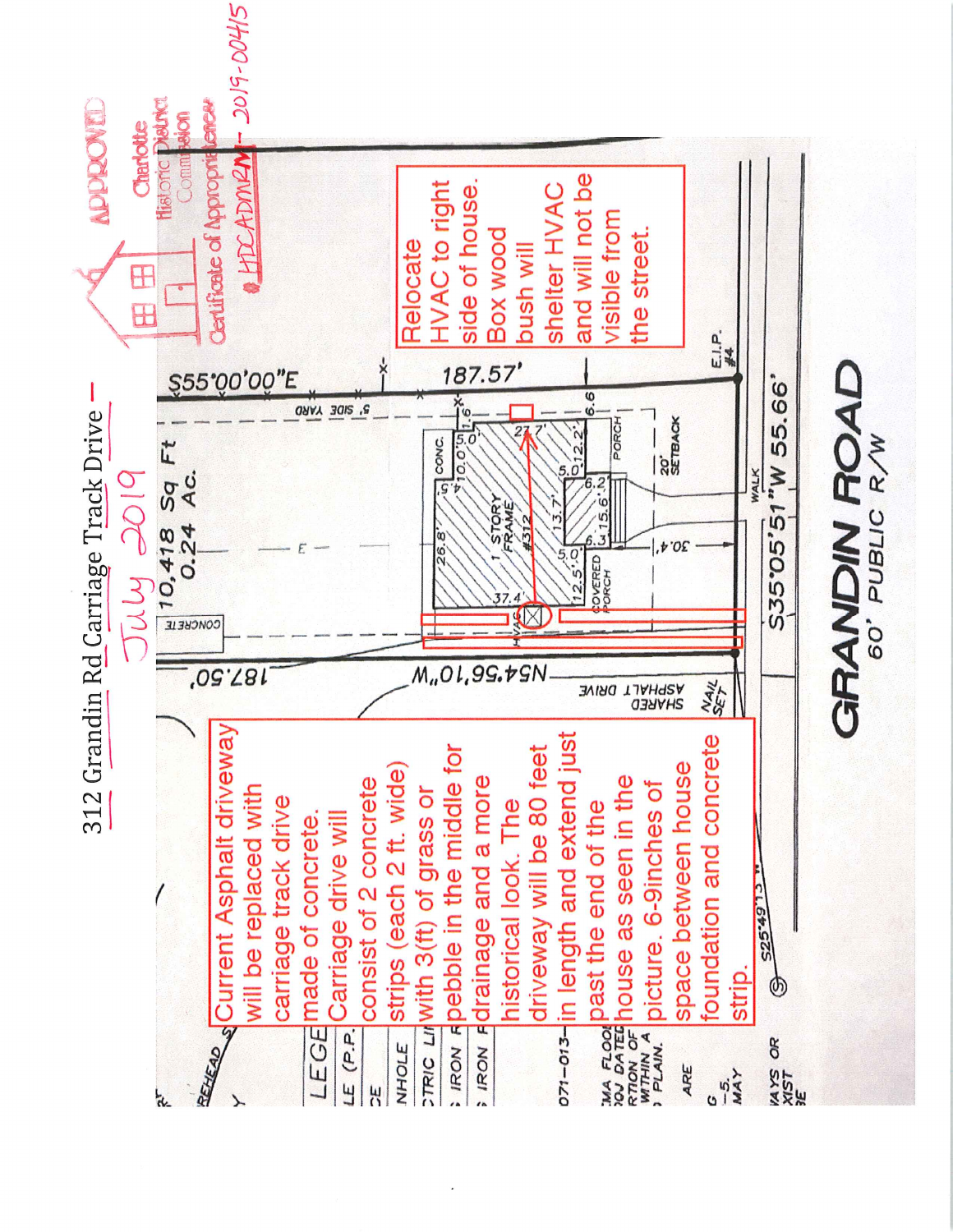# 312 Grandin Rd Carriage Track Drive – July 2019

APPROVED
Charlotte Historic District Commission
Certificate of Appropriateness # HDCADMRM – 2019-00415

Relocate HVAC to right side of house. Box wood bush will shelter HVAC and will not be visible from the street.

Current Asphalt driveway will be replaced with carriage track drive made of concrete. Carriage drive will consist of 2 concrete strips (each 2 ft. wide) with 3(ft) of grass or pebble in the middle for drainage and a more historical look. The driveway will be 80 feet in length and extend just past the end of the house as seen in the picture. 6-9inches of space between house foundation and concrete strip.

10,418 Sq Ft
0.24 Ac.

S55°00'00"E
187.57'
187.50'
N54°56'10"W
S35°05'51"W 55.66'
S25°49'13"W

5' SIDE YARD
CONCRETE
SHARED ASPHALT DRIVE
NAIL SET
E.I.P. #4
WALK
20' SETBACK
30.4'
1 STORY FRAME #312
CONC.
COVERED PORCH
PORCH
HVAC

26.8'
37.4'
27.7'
10.0'
5.0'
4.5'
1.6'
12.2'
6.6
5.0
6.2
13.7'
15.6'
6.3
5.0
12.5'

GRANDIN ROAD
60' PUBLIC R/W

LEGEND
MANHOLE
ELECTRIC LINE
IRON ROD
IRON PIPE
FEMA FLOOD